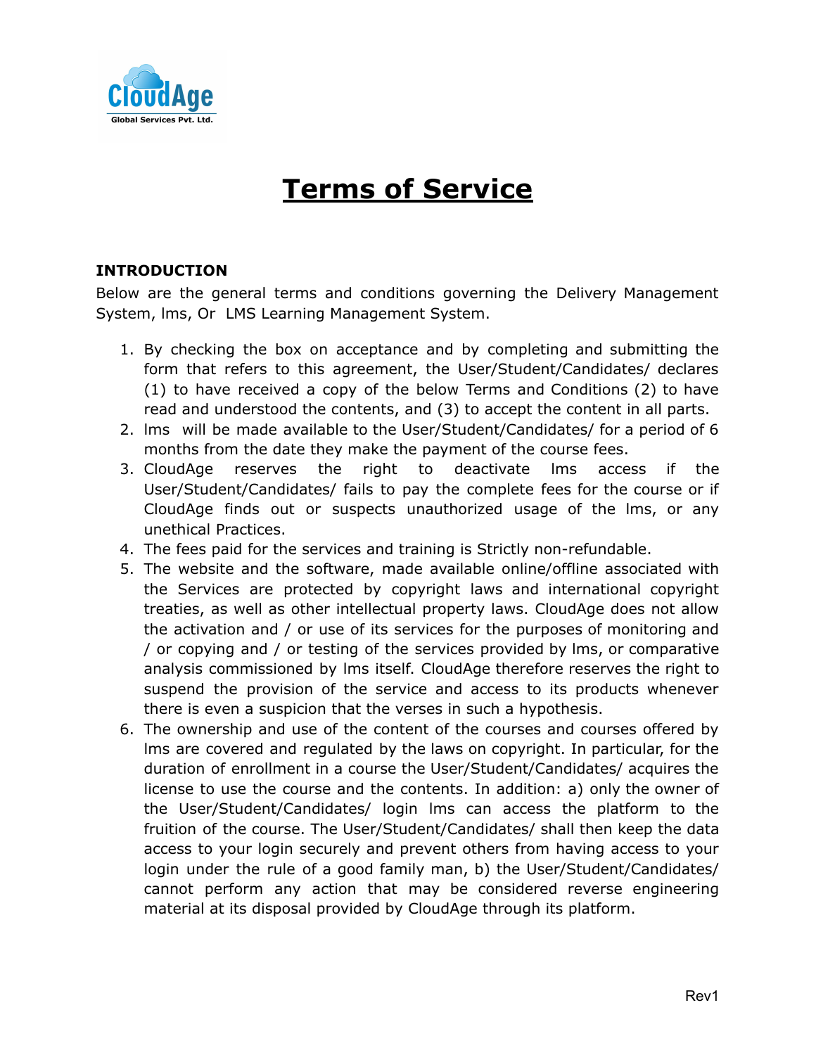CloudAge

Global Services Pvt. Ltd.

# Terms of Service

## INTRODUCTION

Below are the general terms and conditions governing the Delivery Management System, lms, Or LMS Learning Management System.

1. By checking the box on acceptance and by completing and submitting the form that refers to this agreement, the User/Student/Candidates/ declares (1) to have received a copy of the below Terms and Conditions (2) to have read and understood the contents, and (3) to accept the content in all parts.
2. lms will be made available to the User/Student/Candidates/ for a period of 6 months from the date they make the payment of the course fees.
3. CloudAge reserves the right to deactivate lms access if the User/Student/Candidates/ fails to pay the complete fees for the course or if CloudAge finds out or suspects unauthorized usage of the lms, or any unethical Practices.
4. The fees paid for the services and training is Strictly non-refundable.
5. The website and the software, made available online/offline associated with the Services are protected by copyright laws and international copyright treaties, as well as other intellectual property laws. CloudAge does not allow the activation and / or use of its services for the purposes of monitoring and / or copying and / or testing of the services provided by lms, or comparative analysis commissioned by lms itself. CloudAge therefore reserves the right to suspend the provision of the service and access to its products whenever there is even a suspicion that the verses in such a hypothesis.
6. The ownership and use of the content of the courses and courses offered by lms are covered and regulated by the laws on copyright. In particular, for the duration of enrollment in a course the User/Student/Candidates/ acquires the license to use the course and the contents. In addition: a) only the owner of the User/Student/Candidates/ login lms can access the platform to the fruition of the course. The User/Student/Candidates/ shall then keep the data access to your login securely and prevent others from having access to your login under the rule of a good family man, b) the User/Student/Candidates/ cannot perform any action that may be considered reverse engineering material at its disposal provided by CloudAge through its platform.

Rev1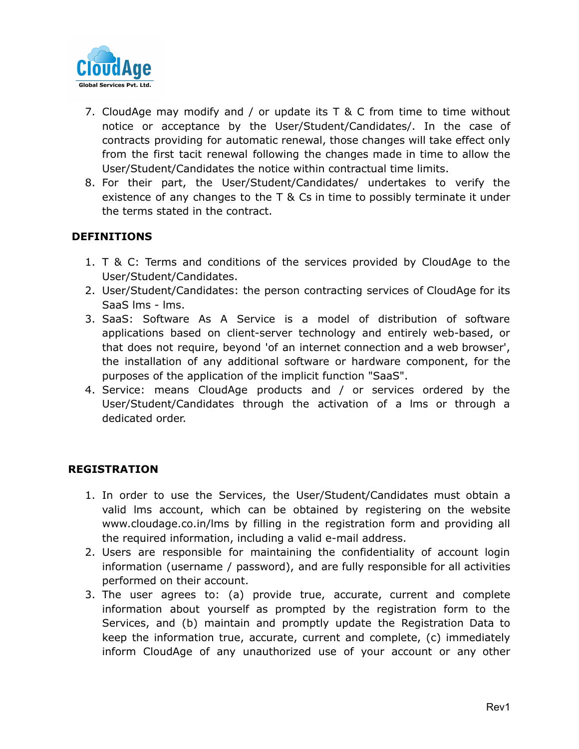7. CloudAge may modify and / or update its T & C from time to time without notice or acceptance by the User/Student/Candidates/. In the case of contracts providing for automatic renewal, those changes will take effect only from the first tacit renewal following the changes made in time to allow the User/Student/Candidates the notice within contractual time limits.
8. For their part, the User/Student/Candidates/ undertakes to verify the existence of any changes to the T & Cs in time to possibly terminate it under the terms stated in the contract.

**DEFINITIONS**

1. T & C: Terms and conditions of the services provided by CloudAge to the User/Student/Candidates.
2. User/Student/Candidates: the person contracting services of CloudAge for its SaaS lms - lms.
3. SaaS: Software As A Service is a model of distribution of software applications based on client-server technology and entirely web-based, or that does not require, beyond 'of an internet connection and a web browser', the installation of any additional software or hardware component, for the purposes of the application of the implicit function "SaaS".
4. Service: means CloudAge products and / or services ordered by the User/Student/Candidates through the activation of a lms or through a dedicated order.

**REGISTRATION**

1. In order to use the Services, the User/Student/Candidates must obtain a valid lms account, which can be obtained by registering on the website www.cloudage.co.in/lms by filling in the registration form and providing all the required information, including a valid e-mail address.
2. Users are responsible for maintaining the confidentiality of account login information (username / password), and are fully responsible for all activities performed on their account.
3. The user agrees to: (a) provide true, accurate, current and complete information about yourself as prompted by the registration form to the Services, and (b) maintain and promptly update the Registration Data to keep the information true, accurate, current and complete, (c) immediately inform CloudAge of any unauthorized use of your account or any other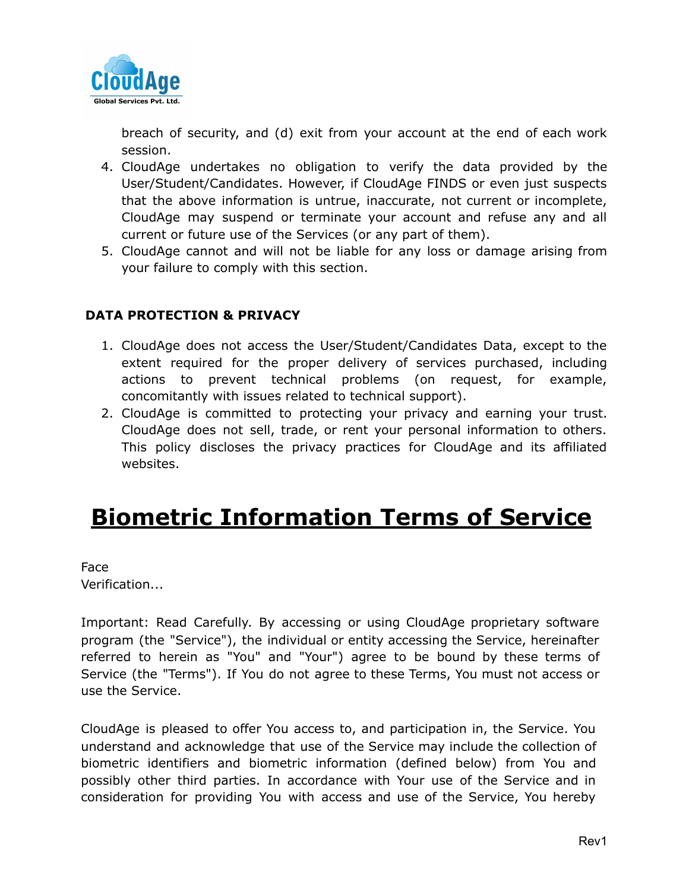breach of security, and (d) exit from your account at the end of each work session.

4. CloudAge undertakes no obligation to verify the data provided by the User/Student/Candidates. However, if CloudAge FINDS or even just suspects that the above information is untrue, inaccurate, not current or incomplete, CloudAge may suspend or terminate your account and refuse any and all current or future use of the Services (or any part of them).
5. CloudAge cannot and will not be liable for any loss or damage arising from your failure to comply with this section.

**DATA PROTECTION & PRIVACY**

1. CloudAge does not access the User/Student/Candidates Data, except to the extent required for the proper delivery of services purchased, including actions to prevent technical problems (on request, for example, concomitantly with issues related to technical support).
2. CloudAge is committed to protecting your privacy and earning your trust. CloudAge does not sell, trade, or rent your personal information to others. This policy discloses the privacy practices for CloudAge and its affiliated websites.

# Biometric Information Terms of Service

Face
Verification...

Important: Read Carefully. By accessing or using CloudAge proprietary software program (the "Service"), the individual or entity accessing the Service, hereinafter referred to herein as "You" and "Your") agree to be bound by these terms of Service (the "Terms"). If You do not agree to these Terms, You must not access or use the Service.

CloudAge is pleased to offer You access to, and participation in, the Service. You understand and acknowledge that use of the Service may include the collection of biometric identifiers and biometric information (defined below) from You and possibly other third parties. In accordance with Your use of the Service and in consideration for providing You with access and use of the Service, You hereby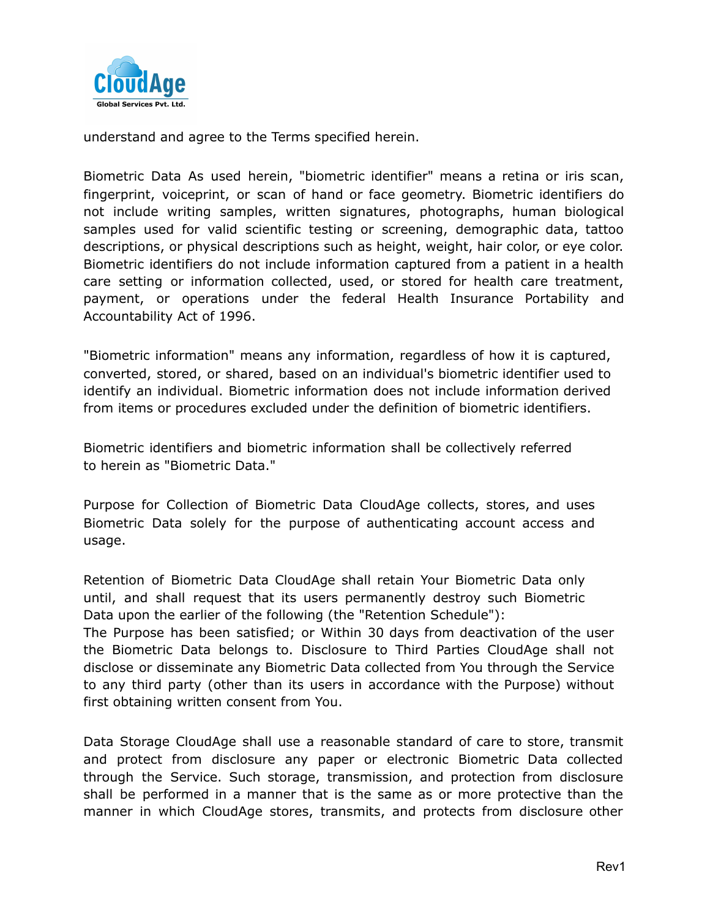understand and agree to the Terms specified herein.

Biometric Data As used herein, "biometric identifier" means a retina or iris scan, fingerprint, voiceprint, or scan of hand or face geometry. Biometric identifiers do not include writing samples, written signatures, photographs, human biological samples used for valid scientific testing or screening, demographic data, tattoo descriptions, or physical descriptions such as height, weight, hair color, or eye color. Biometric identifiers do not include information captured from a patient in a health care setting or information collected, used, or stored for health care treatment, payment, or operations under the federal Health Insurance Portability and Accountability Act of 1996.

"Biometric information" means any information, regardless of how it is captured, converted, stored, or shared, based on an individual's biometric identifier used to identify an individual. Biometric information does not include information derived from items or procedures excluded under the definition of biometric identifiers.

Biometric identifiers and biometric information shall be collectively referred to herein as "Biometric Data."

Purpose for Collection of Biometric Data CloudAge collects, stores, and uses Biometric Data solely for the purpose of authenticating account access and usage.

Retention of Biometric Data CloudAge shall retain Your Biometric Data only until, and shall request that its users permanently destroy such Biometric Data upon the earlier of the following (the "Retention Schedule"):
The Purpose has been satisfied; or Within 30 days from deactivation of the user the Biometric Data belongs to. Disclosure to Third Parties CloudAge shall not disclose or disseminate any Biometric Data collected from You through the Service to any third party (other than its users in accordance with the Purpose) without first obtaining written consent from You.

Data Storage CloudAge shall use a reasonable standard of care to store, transmit and protect from disclosure any paper or electronic Biometric Data collected through the Service. Such storage, transmission, and protection from disclosure shall be performed in a manner that is the same as or more protective than the manner in which CloudAge stores, transmits, and protects from disclosure other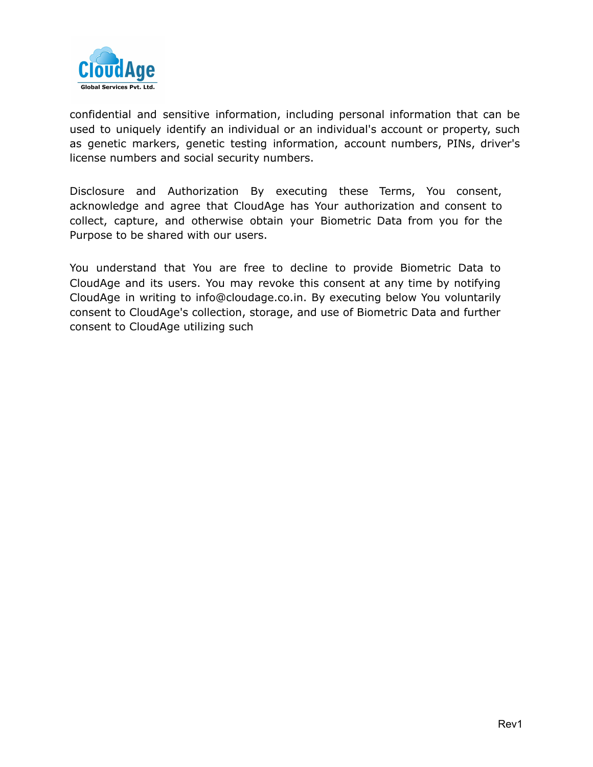confidential and sensitive information, including personal information that can be used to uniquely identify an individual or an individual's account or property, such as genetic markers, genetic testing information, account numbers, PINs, driver's license numbers and social security numbers.

Disclosure and Authorization By executing these Terms, You consent, acknowledge and agree that CloudAge has Your authorization and consent to collect, capture, and otherwise obtain your Biometric Data from you for the Purpose to be shared with our users.

You understand that You are free to decline to provide Biometric Data to CloudAge and its users. You may revoke this consent at any time by notifying CloudAge in writing to info@cloudage.co.in. By executing below You voluntarily consent to CloudAge's collection, storage, and use of Biometric Data and further consent to CloudAge utilizing such